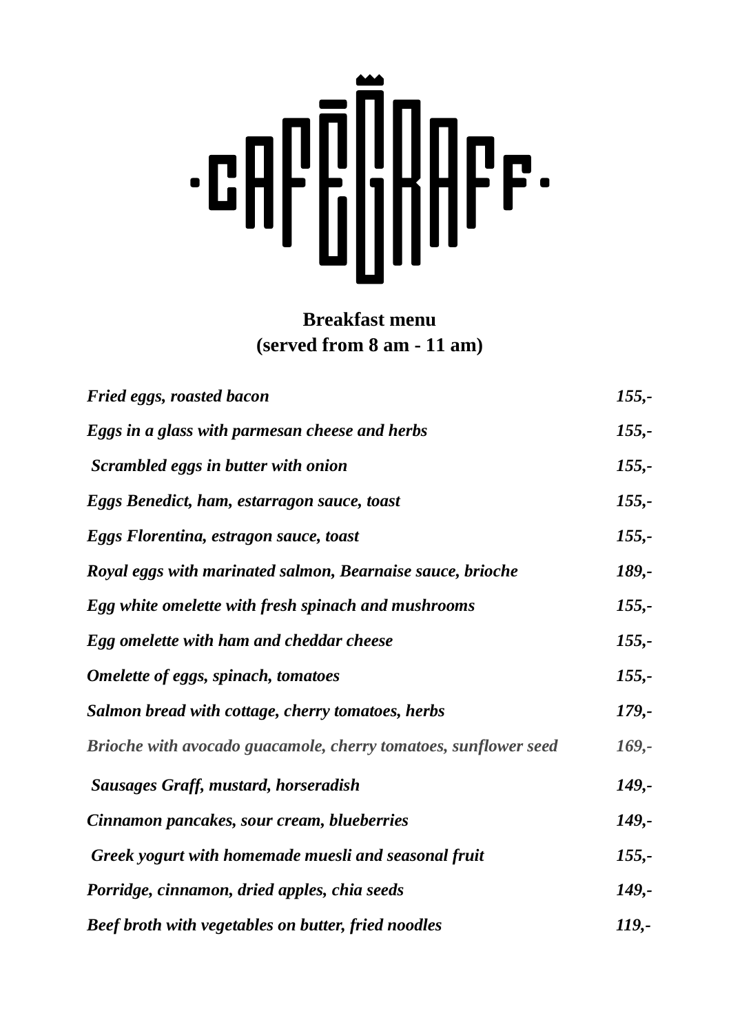# CAFE GRAFF

**Breakfast menu**
**(served from 8 am - 11 am)**

| | |
|---|---|
| ***Fried eggs, roasted bacon*** | ***155,-*** |
| ***Eggs in a glass with parmesan cheese and herbs*** | ***155,-*** |
| ***Scrambled eggs in butter with onion*** | ***155,-*** |
| ***Eggs Benedict, ham, estarragon sauce, toast*** | ***155,-*** |
| ***Eggs Florentina, estragon sauce, toast*** | ***155,-*** |
| ***Royal eggs with marinated salmon, Bearnaise sauce, brioche*** | ***189,-*** |
| ***Egg white omelette with fresh spinach and mushrooms*** | ***155,-*** |
| ***Egg omelette with ham and cheddar cheese*** | ***155,-*** |
| ***Omelette of eggs, spinach, tomatoes*** | ***155,-*** |
| ***Salmon bread with cottage, cherry tomatoes, herbs*** | ***179,-*** |
| ***Brioche with avocado guacamole, cherry tomatoes, sunflower seed*** | ***169,-*** |
| ***Sausages Graff, mustard, horseradish*** | ***149,-*** |
| ***Cinnamon pancakes, sour cream, blueberries*** | ***149,-*** |
| ***Greek yogurt with homemade muesli and seasonal fruit*** | ***155,-*** |
| ***Porridge, cinnamon, dried apples, chia seeds*** | ***149,-*** |
| ***Beef broth with vegetables on butter, fried noodles*** | ***119,-*** |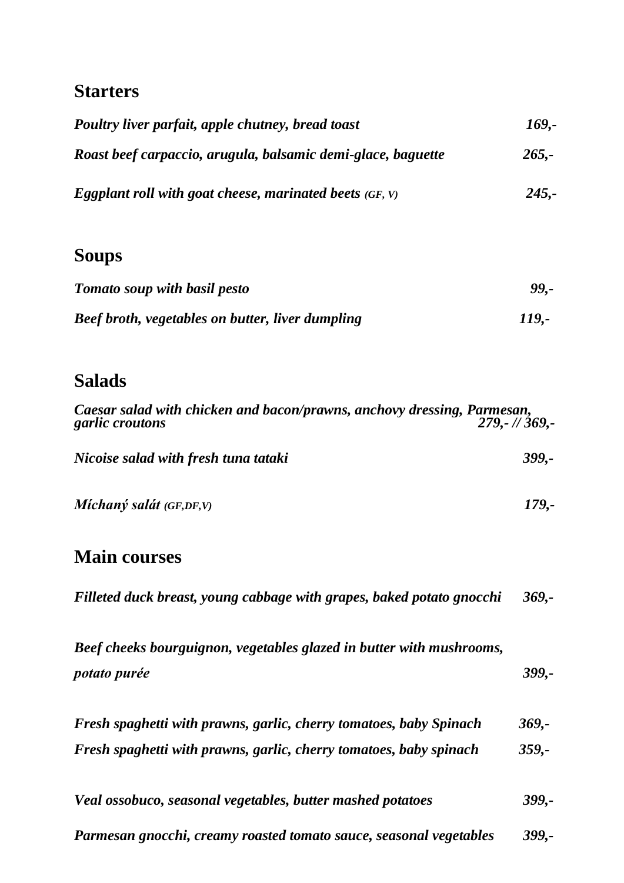## Starters

| | |
|---|---|
| ***Poultry liver parfait, apple chutney, bread toast*** | ***169,-*** |
| ***Roast beef carpaccio, arugula, balsamic demi-glace, baguette*** | ***265,-*** |
| ***Eggplant roll with goat cheese, marinated beets (GF, V)*** | ***245,-*** |

## Soups

| | |
|---|---|
| ***Tomato soup with basil pesto*** | ***99,-*** |
| ***Beef broth, vegetables on butter, liver dumpling*** | ***119,-*** |

## Salads

| | |
|---|---|
| ***Caesar salad with chicken and bacon/prawns, anchovy dressing, Parmesan, garlic croutons*** | ***279,- // 369,-*** |
| ***Nicoise salad with fresh tuna tataki*** | ***399,-*** |
| ***Míchaný salát (GF,DF,V)*** | ***179,-*** |

## Main courses

| | |
|---|---|
| ***Filleted duck breast, young cabbage with grapes, baked potato gnocchi*** | ***369,-*** |
| ***Beef cheeks bourguignon, vegetables glazed in butter with mushrooms, potato purée*** | ***399,-*** |
| ***Fresh spaghetti with prawns, garlic, cherry tomatoes, baby Spinach*** | ***369,-*** |
| ***Fresh spaghetti with prawns, garlic, cherry tomatoes, baby spinach*** | ***359,-*** |
| ***Veal ossobuco, seasonal vegetables, butter mashed potatoes*** | ***399,-*** |
| ***Parmesan gnocchi, creamy roasted tomato sauce, seasonal vegetables*** | ***399,-*** |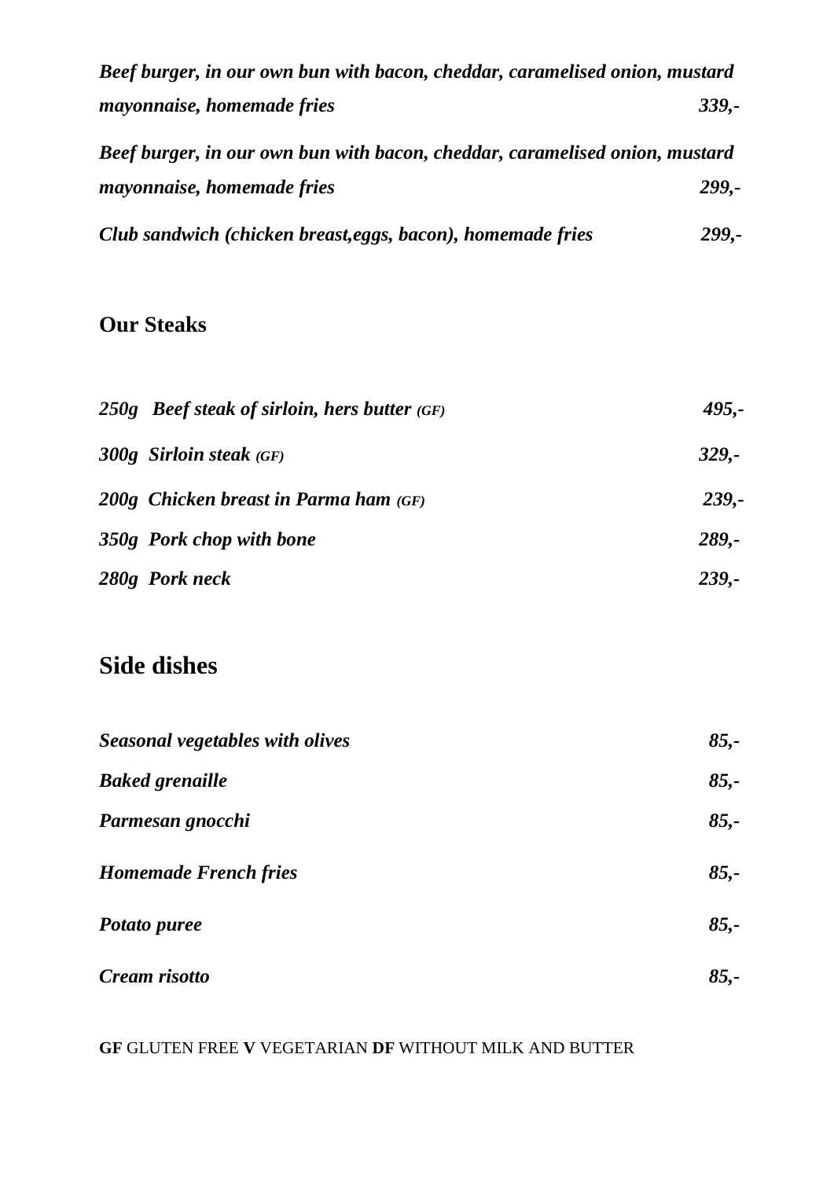*Beef burger, in our own bun with bacon, cheddar, caramelised onion, mustard mayonnaise, homemade fries* ***339,-***

*Beef burger, in our own bun with bacon, cheddar, caramelised onion, mustard mayonnaise, homemade fries* ***299,-***

***Club sandwich (chicken breast,eggs, bacon), homemade fries*** ***299,-***

## Our Steaks

***250g Beef steak of sirloin, hers butter (GF)*** ***495,-***

***300g Sirloin steak (GF)*** ***329,-***

***200g Chicken breast in Parma ham (GF)*** ***239,-***

***350g Pork chop with bone*** ***289,-***

***280g Pork neck*** ***239,-***

## Side dishes

***Seasonal vegetables with olives*** ***85,-***

***Baked grenaille*** ***85,-***

***Parmesan gnocchi*** ***85,-***

***Homemade French fries*** ***85,-***

***Potato puree*** ***85,-***

***Cream risotto*** ***85,-***

**GF** GLUTEN FREE **V** VEGETARIAN **DF** WITHOUT MILK AND BUTTER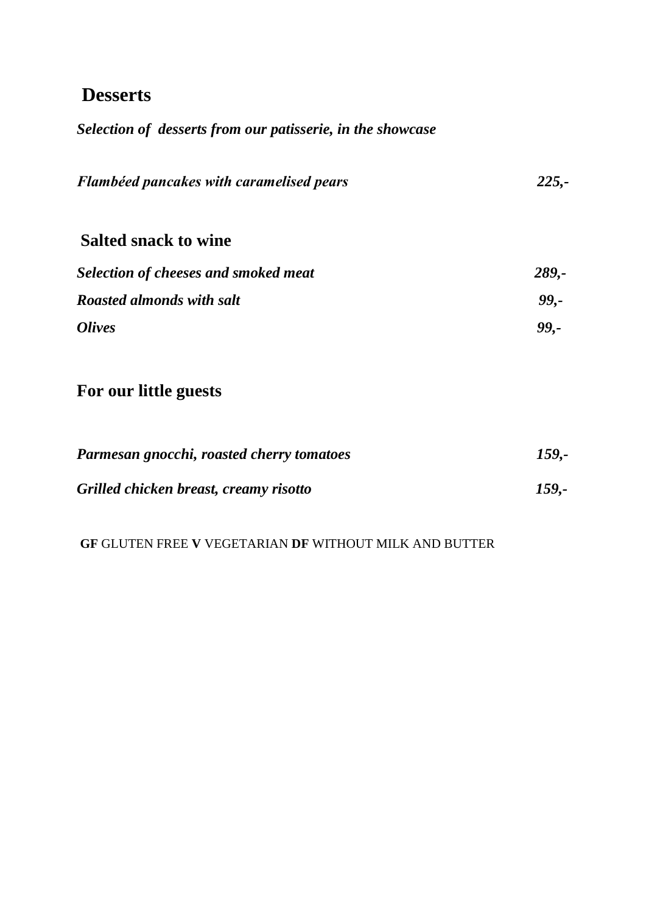## Desserts

***Selection of desserts from our patisserie, in the showcase***

| | |
|---|---|
| ***Flambéed pancakes with caramelised pears*** | ***225,-*** |

## Salted snack to wine

| | |
|---|---|
| ***Selection of cheeses and smoked meat*** | ***289,-*** |
| ***Roasted almonds with salt*** | ***99,-*** |
| ***Olives*** | ***99,-*** |

## For our little guests

| | |
|---|---|
| ***Parmesan gnocchi, roasted cherry tomatoes*** | ***159,-*** |
| ***Grilled chicken breast, creamy risotto*** | ***159,-*** |

**GF** GLUTEN FREE **V** VEGETARIAN **DF** WITHOUT MILK AND BUTTER